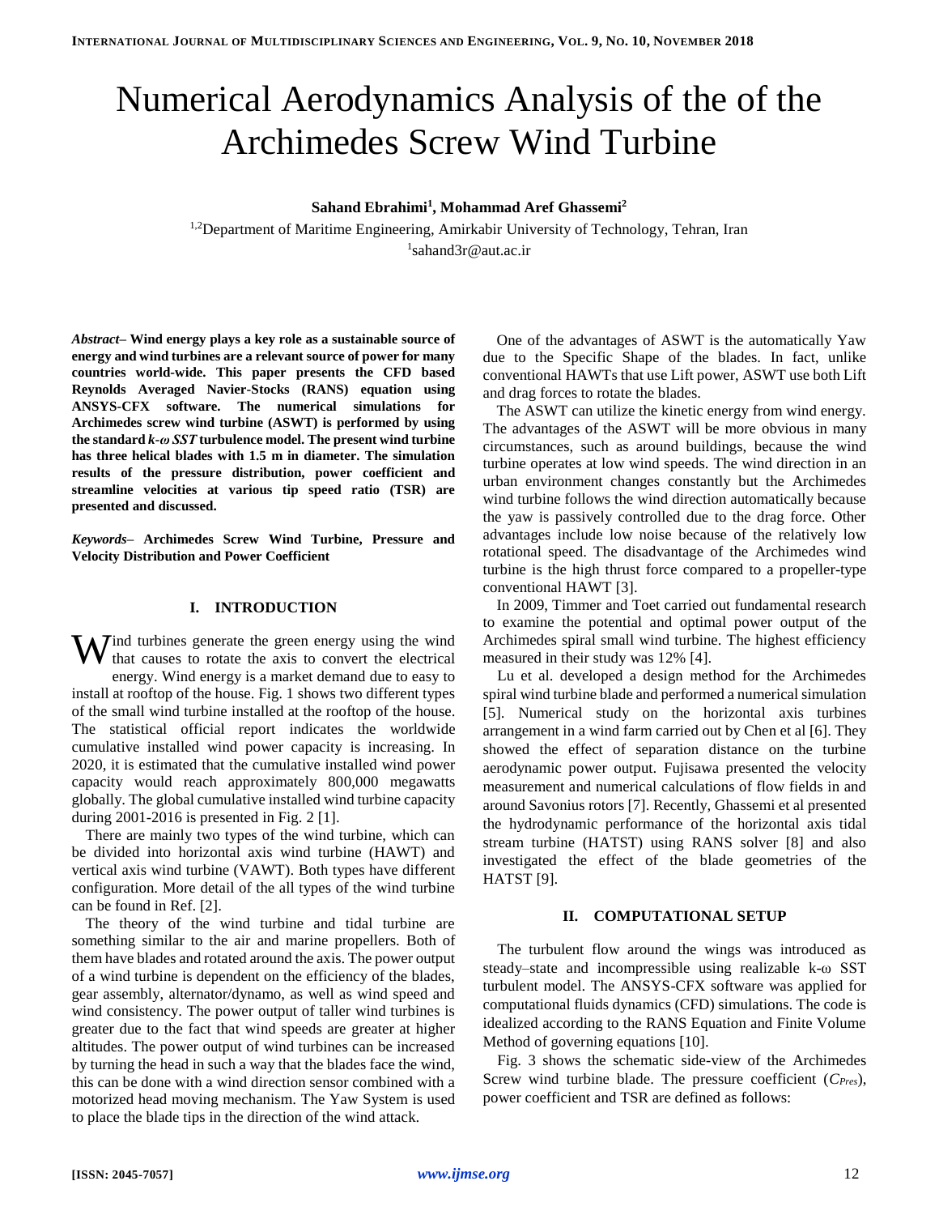# Numerical Aerodynamics Analysis of the of the Archimedes Screw Wind Turbine

**Sahand Ebrahimi[1], Mohammad Aref Ghassemi[2]**

[1,2]Department of Maritime Engineering, Amirkabir University of Technology, Tehran, Iran
[1]sahand3r@aut.ac.ir

***Abstract*– Wind energy plays a key role as a sustainable source of energy and wind turbines are a relevant source of power for many countries world-wide. This paper presents the CFD based Reynolds Averaged Navier-Stocks (RANS) equation using ANSYS-CFX software. The numerical simulations for Archimedes screw wind turbine (ASWT) is performed by using the standard *k-ω SST* turbulence model. The present wind turbine has three helical blades with 1.5 m in diameter. The simulation results of the pressure distribution, power coefficient and streamline velocities at various tip speed ratio (TSR) are presented and discussed.**

***Keywords*– Archimedes Screw Wind Turbine, Pressure and Velocity Distribution and Power Coefficient**

## I. INTRODUCTION

Wind turbines generate the green energy using the wind that causes to rotate the axis to convert the electrical energy. Wind energy is a market demand due to easy to install at rooftop of the house. Fig. 1 shows two different types of the small wind turbine installed at the rooftop of the house. The statistical official report indicates the worldwide cumulative installed wind power capacity is increasing. In 2020, it is estimated that the cumulative installed wind power capacity would reach approximately 800,000 megawatts globally. The global cumulative installed wind turbine capacity during 2001-2016 is presented in Fig. 2 [1].

There are mainly two types of the wind turbine, which can be divided into horizontal axis wind turbine (HAWT) and vertical axis wind turbine (VAWT). Both types have different configuration. More detail of the all types of the wind turbine can be found in Ref. [2].

The theory of the wind turbine and tidal turbine are something similar to the air and marine propellers. Both of them have blades and rotated around the axis. The power output of a wind turbine is dependent on the efficiency of the blades, gear assembly, alternator/dynamo, as well as wind speed and wind consistency. The power output of taller wind turbines is greater due to the fact that wind speeds are greater at higher altitudes. The power output of wind turbines can be increased by turning the head in such a way that the blades face the wind, this can be done with a wind direction sensor combined with a motorized head moving mechanism. The Yaw System is used to place the blade tips in the direction of the wind attack.

One of the advantages of ASWT is the automatically Yaw due to the Specific Shape of the blades. In fact, unlike conventional HAWTs that use Lift power, ASWT use both Lift and drag forces to rotate the blades.

The ASWT can utilize the kinetic energy from wind energy. The advantages of the ASWT will be more obvious in many circumstances, such as around buildings, because the wind turbine operates at low wind speeds. The wind direction in an urban environment changes constantly but the Archimedes wind turbine follows the wind direction automatically because the yaw is passively controlled due to the drag force. Other advantages include low noise because of the relatively low rotational speed. The disadvantage of the Archimedes wind turbine is the high thrust force compared to a propeller-type conventional HAWT [3].

In 2009, Timmer and Toet carried out fundamental research to examine the potential and optimal power output of the Archimedes spiral small wind turbine. The highest efficiency measured in their study was 12% [4].

Lu et al. developed a design method for the Archimedes spiral wind turbine blade and performed a numerical simulation [5]. Numerical study on the horizontal axis turbines arrangement in a wind farm carried out by Chen et al [6]. They showed the effect of separation distance on the turbine aerodynamic power output. Fujisawa presented the velocity measurement and numerical calculations of flow fields in and around Savonius rotors [7]. Recently, Ghassemi et al presented the hydrodynamic performance of the horizontal axis tidal stream turbine (HATST) using RANS solver [8] and also investigated the effect of the blade geometries of the HATST [9].

## II. COMPUTATIONAL SETUP

The turbulent flow around the wings was introduced as steady–state and incompressible using realizable k-ω SST turbulent model. The ANSYS-CFX software was applied for computational fluids dynamics (CFD) simulations. The code is idealized according to the RANS Equation and Finite Volume Method of governing equations [10].

Fig. 3 shows the schematic side-view of the Archimedes Screw wind turbine blade. The pressure coefficient ($C_{Pres}$), power coefficient and TSR are defined as follows: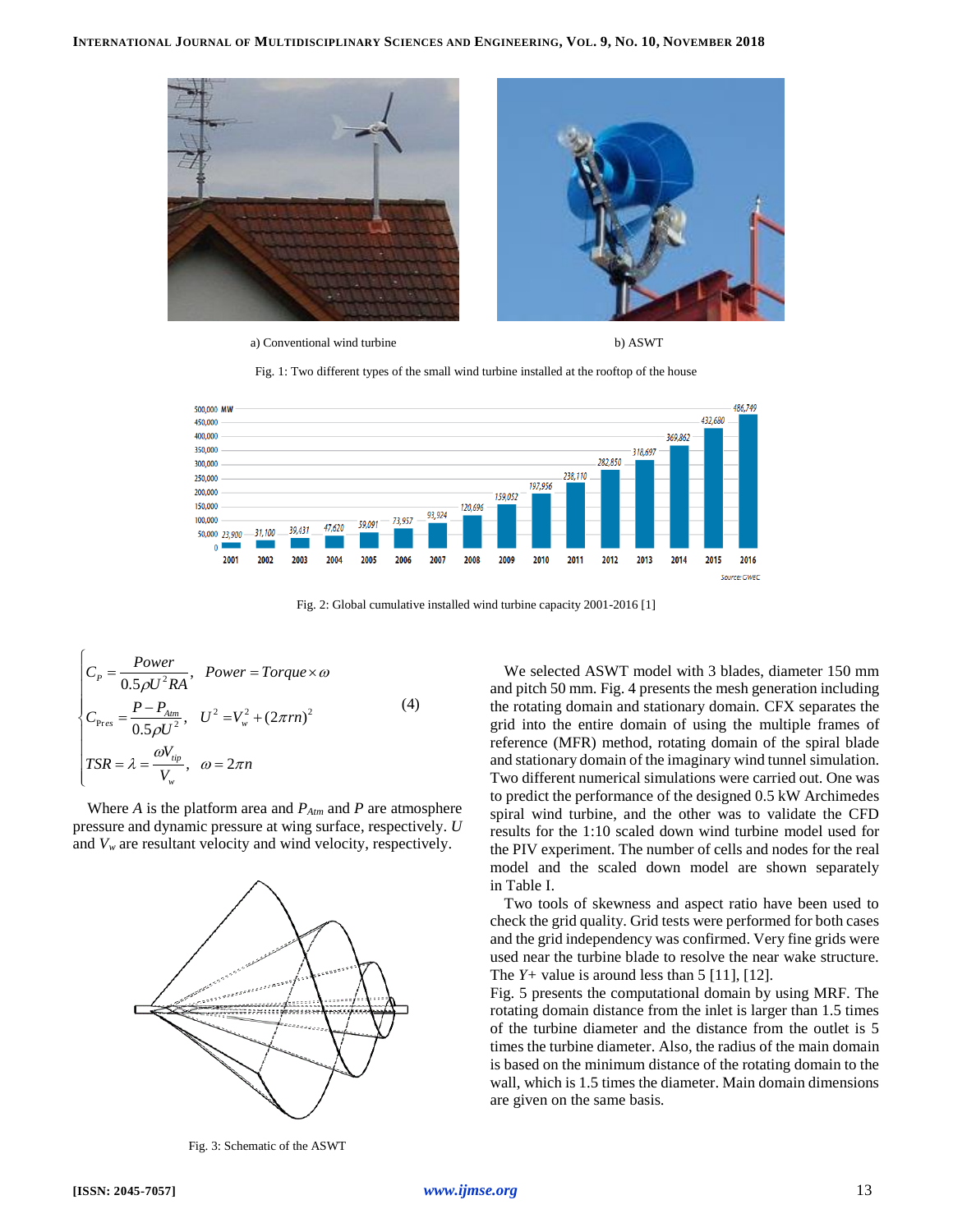a) Conventional wind turbine

b) ASWT

Fig. 1: Two different types of the small wind turbine installed at the rooftop of the house

Fig. 2: Global cumulative installed wind turbine capacity 2001-2016 [1]

$$
\begin{cases}
C_P = \dfrac{Power}{0.5\rho U^2 RA}, \quad Power = Torque \times \omega \\
C_{\text{Pres}} = \dfrac{P - P_{Atm}}{0.5\rho U^2}, \quad U^2 = V_w^2 + (2\pi rn)^2 \\
TSR = \lambda = \dfrac{\omega V_{tip}}{V_w}, \quad \omega = 2\pi n
\end{cases}
\tag{4}
$$

Where $A$ is the platform area and $P_{Atm}$ and $P$ are atmosphere pressure and dynamic pressure at wing surface, respectively. $U$ and $V_w$ are resultant velocity and wind velocity, respectively.

Fig. 3: Schematic of the ASWT

We selected ASWT model with 3 blades, diameter 150 mm and pitch 50 mm. Fig. 4 presents the mesh generation including the rotating domain and stationary domain. CFX separates the grid into the entire domain of using the multiple frames of reference (MFR) method, rotating domain of the spiral blade and stationary domain of the imaginary wind tunnel simulation. Two different numerical simulations were carried out. One was to predict the performance of the designed 0.5 kW Archimedes spiral wind turbine, and the other was to validate the CFD results for the 1:10 scaled down wind turbine model used for the PIV experiment. The number of cells and nodes for the real model and the scaled down model are shown separately in Table I.

Two tools of skewness and aspect ratio have been used to check the grid quality. Grid tests were performed for both cases and the grid independency was confirmed. Very fine grids were used near the turbine blade to resolve the near wake structure. The $Y+$ value is around less than 5 [11], [12].

Fig. 5 presents the computational domain by using MRF. The rotating domain distance from the inlet is larger than 1.5 times of the turbine diameter and the distance from the outlet is 5 times the turbine diameter. Also, the radius of the main domain is based on the minimum distance of the rotating domain to the wall, which is 1.5 times the diameter. Main domain dimensions are given on the same basis.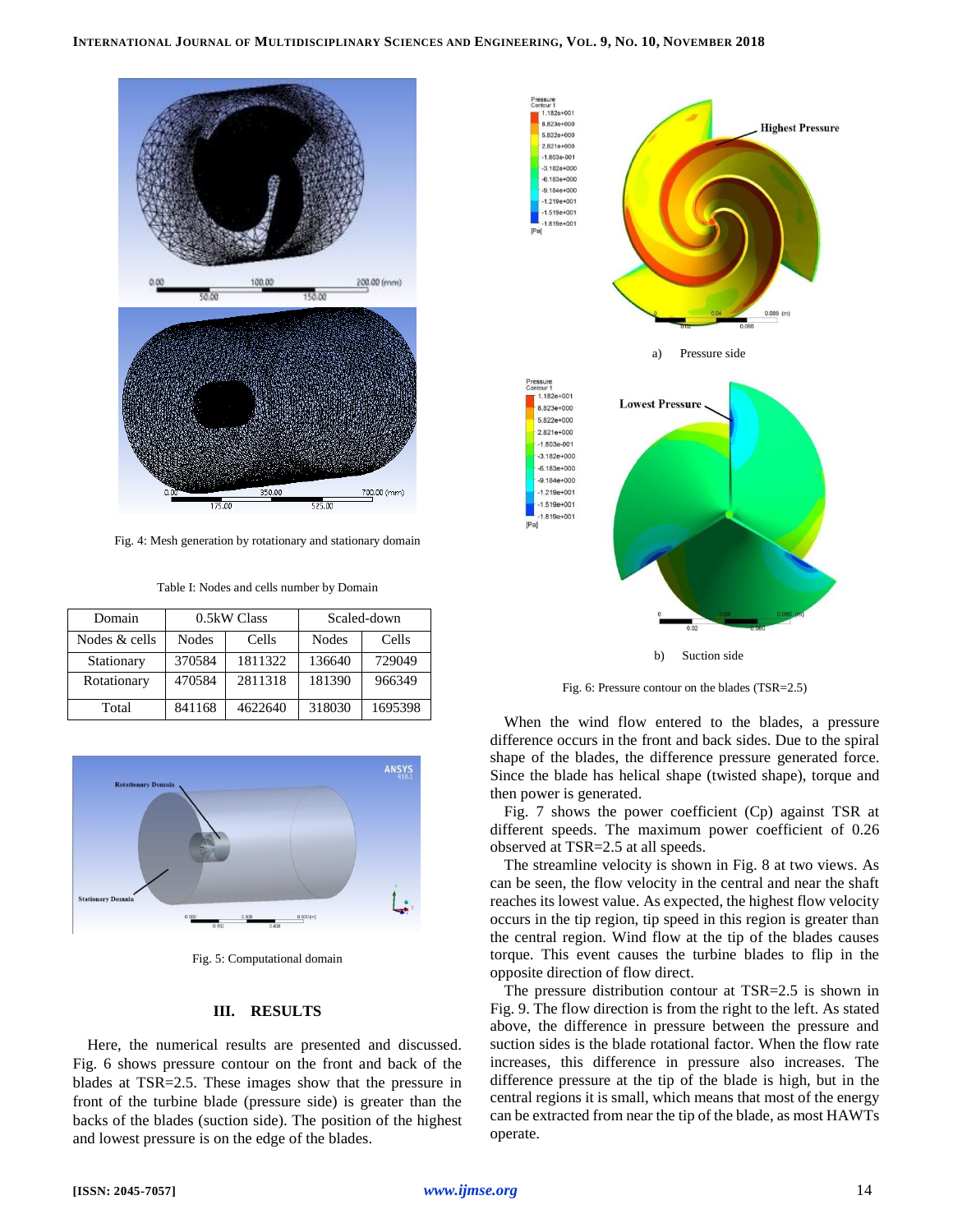Fig. 4: Mesh generation by rotationary and stationary domain

Table I: Nodes and cells number by Domain

| Domain | 0.5kW Class | | Scaled-down | |
|---|---|---|---|---|
| Nodes & cells | Nodes | Cells | Nodes | Cells |
| Stationary | 370584 | 1811322 | 136640 | 729049 |
| Rotationary | 470584 | 2811318 | 181390 | 966349 |
| Total | 841168 | 4622640 | 318030 | 1695398 |

Fig. 5: Computational domain

## III. RESULTS

Here, the numerical results are presented and discussed. Fig. 6 shows pressure contour on the front and back of the blades at TSR=2.5. These images show that the pressure in front of the turbine blade (pressure side) is greater than the backs of the blades (suction side). The position of the highest and lowest pressure is on the edge of the blades.

a) Pressure side

b) Suction side

Fig. 6: Pressure contour on the blades (TSR=2.5)

When the wind flow entered to the blades, a pressure difference occurs in the front and back sides. Due to the spiral shape of the blades, the difference pressure generated force. Since the blade has helical shape (twisted shape), torque and then power is generated.

Fig. 7 shows the power coefficient (Cp) against TSR at different speeds. The maximum power coefficient of 0.26 observed at TSR=2.5 at all speeds.

The streamline velocity is shown in Fig. 8 at two views. As can be seen, the flow velocity in the central and near the shaft reaches its lowest value. As expected, the highest flow velocity occurs in the tip region, tip speed in this region is greater than the central region. Wind flow at the tip of the blades causes torque. This event causes the turbine blades to flip in the opposite direction of flow direct.

The pressure distribution contour at TSR=2.5 is shown in Fig. 9. The flow direction is from the right to the left. As stated above, the difference in pressure between the pressure and suction sides is the blade rotational factor. When the flow rate increases, this difference in pressure also increases. The difference pressure at the tip of the blade is high, but in the central regions it is small, which means that most of the energy can be extracted from near the tip of the blade, as most HAWTs operate.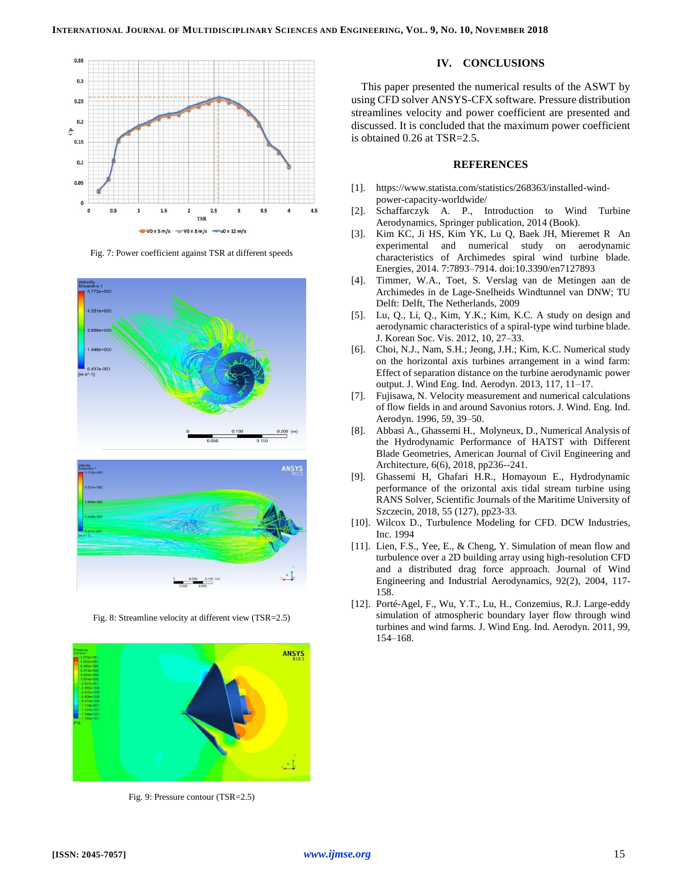0.35
0.3
0.25
0.2
Cp
0.15
0.1
0.05
0
0 0.5 1 1.5 2 2.5 3 3.5 4 4.5
TSR
V0 = 5 m/s V0 = 8 m/s v0 = 12 m/s

Fig. 7: Power coefficient against TSR at different speeds

Velocity
Streamline 1
5.772e+000
4.331e+000
2.889e+000
1.448e+000
6.437e-003
[m s^-1]
0 0.100 0.200 (m)
0.050 0.150

Velocity
Streamline 1
5.772e+000
4.331e+000
2.889e+000
1.448e+000
6.437e-003
[m s^-1]
ANSYS
R17.2
0 0.050 0.100 (m)
0.025 0.075

Fig. 8: Streamline velocity at different view (TSR=2.5)

Pressure
Contour 1
1.272e+001
1.055e+001
8.382e+000
6.213e+000
4.043e+000
1.874e+000
-2.957e-001
-2.465e+000
-4.635e+000
-6.804e+000
-8.974e+000
-1.114e+001
-1.331e+001
-1.548e+001
-1.765e+001
[Pa]
ANSYS
R18.1

Fig. 9: Pressure contour (TSR=2.5)

## IV. CONCLUSIONS

This paper presented the numerical results of the ASWT by using CFD solver ANSYS-CFX software. Pressure distribution streamlines velocity and power coefficient are presented and discussed. It is concluded that the maximum power coefficient is obtained 0.26 at TSR=2.5.

## REFERENCES

[1]. https://www.statista.com/statistics/268363/installed-wind-power-capacity-worldwide/

[2]. Schaffarczyk A. P., Introduction to Wind Turbine Aerodynamics, Springer publication, 2014 (Book).

[3]. Kim KC, Ji HS, Kim YK, Lu Q, Baek JH, Mieremet R An experimental and numerical study on aerodynamic characteristics of Archimedes spiral wind turbine blade. Energies, 2014. 7:7893–7914. doi:10.3390/en7127893

[4]. Timmer, W.A., Toet, S. Verslag van de Metingen aan de Archimedes in de Lage-Snelheids Windtunnel van DNW; TU Delft: Delft, The Netherlands, 2009

[5]. Lu, Q., Li, Q., Kim, Y.K.; Kim, K.C. A study on design and aerodynamic characteristics of a spiral-type wind turbine blade. J. Korean Soc. Vis. 2012, 10, 27–33.

[6]. Choi, N.J., Nam, S.H.; Jeong, J.H.; Kim, K.C. Numerical study on the horizontal axis turbines arrangement in a wind farm: Effect of separation distance on the turbine aerodynamic power output. J. Wind Eng. Ind. Aerodyn. 2013, 117, 11–17.

[7]. Fujisawa, N. Velocity measurement and numerical calculations of flow fields in and around Savonius rotors. J. Wind. Eng. Ind. Aerodyn. 1996, 59, 39–50.

[8]. Abbasi A., Ghassemi H., Molyneux, D., Numerical Analysis of the Hydrodynamic Performance of HATST with Different Blade Geometries, American Journal of Civil Engineering and Architecture, 6(6), 2018, pp236--241.

[9]. Ghassemi H, Ghafari H.R., Homayoun E., Hydrodynamic performance of the orizontal axis tidal stream turbine using RANS Solver, Scientific Journals of the Maritime University of Szczecin, 2018, 55 (127), pp23-33.

[10]. Wilcox D., Turbulence Modeling for CFD. DCW Industries, Inc. 1994

[11]. Lien, F.S., Yee, E., & Cheng, Y. Simulation of mean flow and turbulence over a 2D building array using high-resolution CFD and a distributed drag force approach. Journal of Wind Engineering and Industrial Aerodynamics, 92(2), 2004, 117-158.

[12]. Porté-Agel, F., Wu, Y.T., Lu, H., Conzemius, R.J. Large-eddy simulation of atmospheric boundary layer flow through wind turbines and wind farms. J. Wind Eng. Ind. Aerodyn. 2011, 99, 154–168.